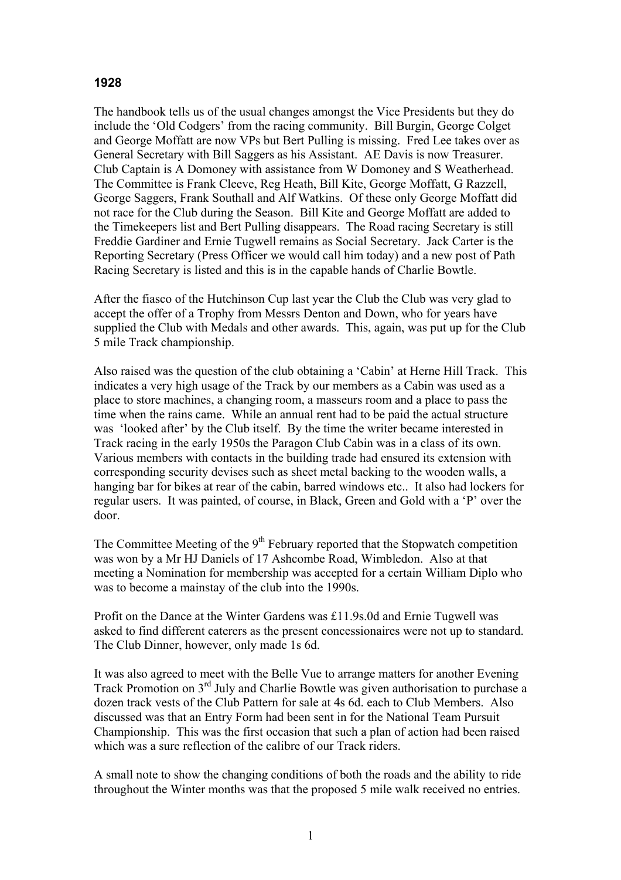**1928**

The handbook tells us of the usual changes amongst the Vice Presidents but they do include the 'Old Codgers' from the racing community. Bill Burgin, George Colget and George Moffatt are now VPs but Bert Pulling is missing. Fred Lee takes over as General Secretary with Bill Saggers as his Assistant. AE Davis is now Treasurer. Club Captain is A Domoney with assistance from W Domoney and S Weatherhead. The Committee is Frank Cleeve, Reg Heath, Bill Kite, George Moffatt, G Razzell, George Saggers, Frank Southall and Alf Watkins. Of these only George Moffatt did not race for the Club during the Season. Bill Kite and George Moffatt are added to the Timekeepers list and Bert Pulling disappears. The Road racing Secretary is still Freddie Gardiner and Ernie Tugwell remains as Social Secretary. Jack Carter is the Reporting Secretary (Press Officer we would call him today) and a new post of Path Racing Secretary is listed and this is in the capable hands of Charlie Bowtle.

After the fiasco of the Hutchinson Cup last year the Club the Club was very glad to accept the offer of a Trophy from Messrs Denton and Down, who for years have supplied the Club with Medals and other awards. This, again, was put up for the Club 5 mile Track championship.

Also raised was the question of the club obtaining a 'Cabin' at Herne Hill Track. This indicates a very high usage of the Track by our members as a Cabin was used as a place to store machines, a changing room, a masseurs room and a place to pass the time when the rains came. While an annual rent had to be paid the actual structure was 'looked after' by the Club itself. By the time the writer became interested in Track racing in the early 1950s the Paragon Club Cabin was in a class of its own. Various members with contacts in the building trade had ensured its extension with corresponding security devises such as sheet metal backing to the wooden walls, a hanging bar for bikes at rear of the cabin, barred windows etc.. It also had lockers for regular users. It was painted, of course, in Black, Green and Gold with a 'P' over the door.

The Committee Meeting of the 9th February reported that the Stopwatch competition was won by a Mr HJ Daniels of 17 Ashcombe Road, Wimbledon. Also at that meeting a Nomination for membership was accepted for a certain William Diplo who was to become a mainstay of the club into the 1990s.

Profit on the Dance at the Winter Gardens was £11.9s.0d and Ernie Tugwell was asked to find different caterers as the present concessionaires were not up to standard. The Club Dinner, however, only made 1s 6d.

It was also agreed to meet with the Belle Vue to arrange matters for another Evening Track Promotion on 3rd July and Charlie Bowtle was given authorisation to purchase a dozen track vests of the Club Pattern for sale at 4s 6d. each to Club Members. Also discussed was that an Entry Form had been sent in for the National Team Pursuit Championship. This was the first occasion that such a plan of action had been raised which was a sure reflection of the calibre of our Track riders.

A small note to show the changing conditions of both the roads and the ability to ride throughout the Winter months was that the proposed 5 mile walk received no entries.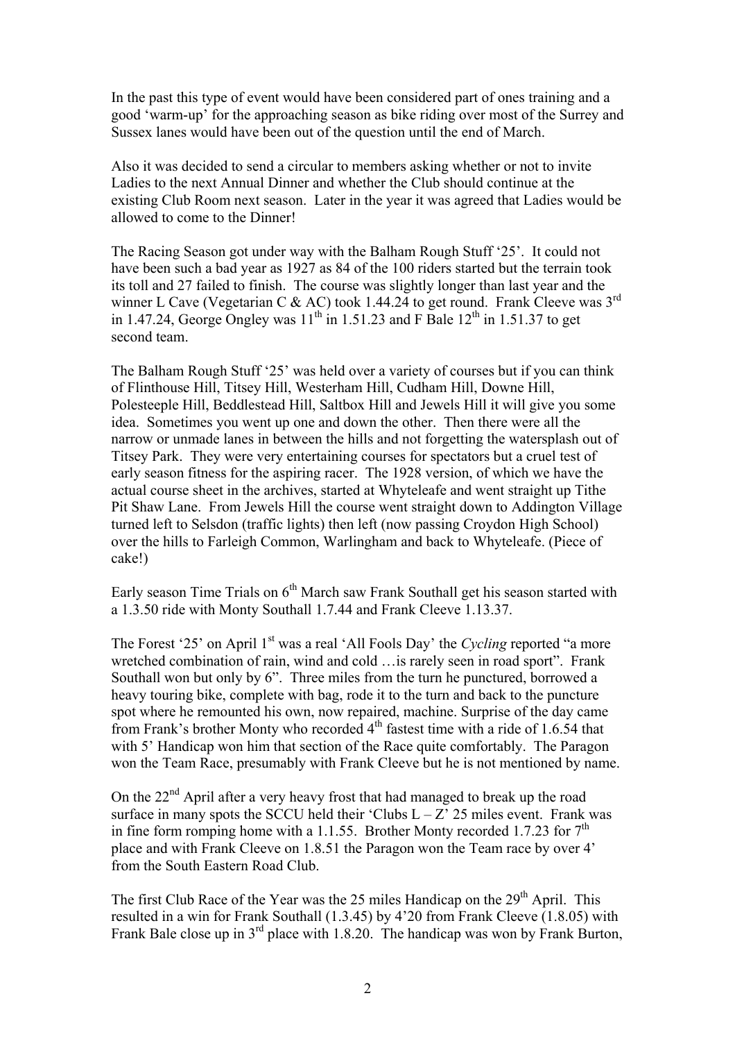In the past this type of event would have been considered part of ones training and a good 'warm-up' for the approaching season as bike riding over most of the Surrey and Sussex lanes would have been out of the question until the end of March.

Also it was decided to send a circular to members asking whether or not to invite Ladies to the next Annual Dinner and whether the Club should continue at the existing Club Room next season. Later in the year it was agreed that Ladies would be allowed to come to the Dinner!

The Racing Season got under way with the Balham Rough Stuff '25'. It could not have been such a bad year as 1927 as 84 of the 100 riders started but the terrain took its toll and 27 failed to finish. The course was slightly longer than last year and the winner L Cave (Vegetarian C & AC) took 1.44.24 to get round. Frank Cleeve was 3rd in 1.47.24, George Ongley was 11th in 1.51.23 and F Bale 12th in 1.51.37 to get second team.

The Balham Rough Stuff '25' was held over a variety of courses but if you can think of Flinthouse Hill, Titsey Hill, Westerham Hill, Cudham Hill, Downe Hill, Polesteeple Hill, Beddlestead Hill, Saltbox Hill and Jewels Hill it will give you some idea. Sometimes you went up one and down the other. Then there were all the narrow or unmade lanes in between the hills and not forgetting the watersplash out of Titsey Park. They were very entertaining courses for spectators but a cruel test of early season fitness for the aspiring racer. The 1928 version, of which we have the actual course sheet in the archives, started at Whyteleafe and went straight up Tithe Pit Shaw Lane. From Jewels Hill the course went straight down to Addington Village turned left to Selsdon (traffic lights) then left (now passing Croydon High School) over the hills to Farleigh Common, Warlingham and back to Whyteleafe. (Piece of cake!)

Early season Time Trials on 6th March saw Frank Southall get his season started with a 1.3.50 ride with Monty Southall 1.7.44 and Frank Cleeve 1.13.37.

The Forest '25' on April 1st was a real 'All Fools Day' the *Cycling* reported "a more wretched combination of rain, wind and cold …is rarely seen in road sport". Frank Southall won but only by 6". Three miles from the turn he punctured, borrowed a heavy touring bike, complete with bag, rode it to the turn and back to the puncture spot where he remounted his own, now repaired, machine. Surprise of the day came from Frank's brother Monty who recorded 4th fastest time with a ride of 1.6.54 that with 5' Handicap won him that section of the Race quite comfortably. The Paragon won the Team Race, presumably with Frank Cleeve but he is not mentioned by name.

On the 22nd April after a very heavy frost that had managed to break up the road surface in many spots the SCCU held their 'Clubs L – Z' 25 miles event. Frank was in fine form romping home with a 1.1.55. Brother Monty recorded 1.7.23 for 7th place and with Frank Cleeve on 1.8.51 the Paragon won the Team race by over 4' from the South Eastern Road Club.

The first Club Race of the Year was the 25 miles Handicap on the 29th April. This resulted in a win for Frank Southall (1.3.45) by 4'20 from Frank Cleeve (1.8.05) with Frank Bale close up in 3rd place with 1.8.20. The handicap was won by Frank Burton,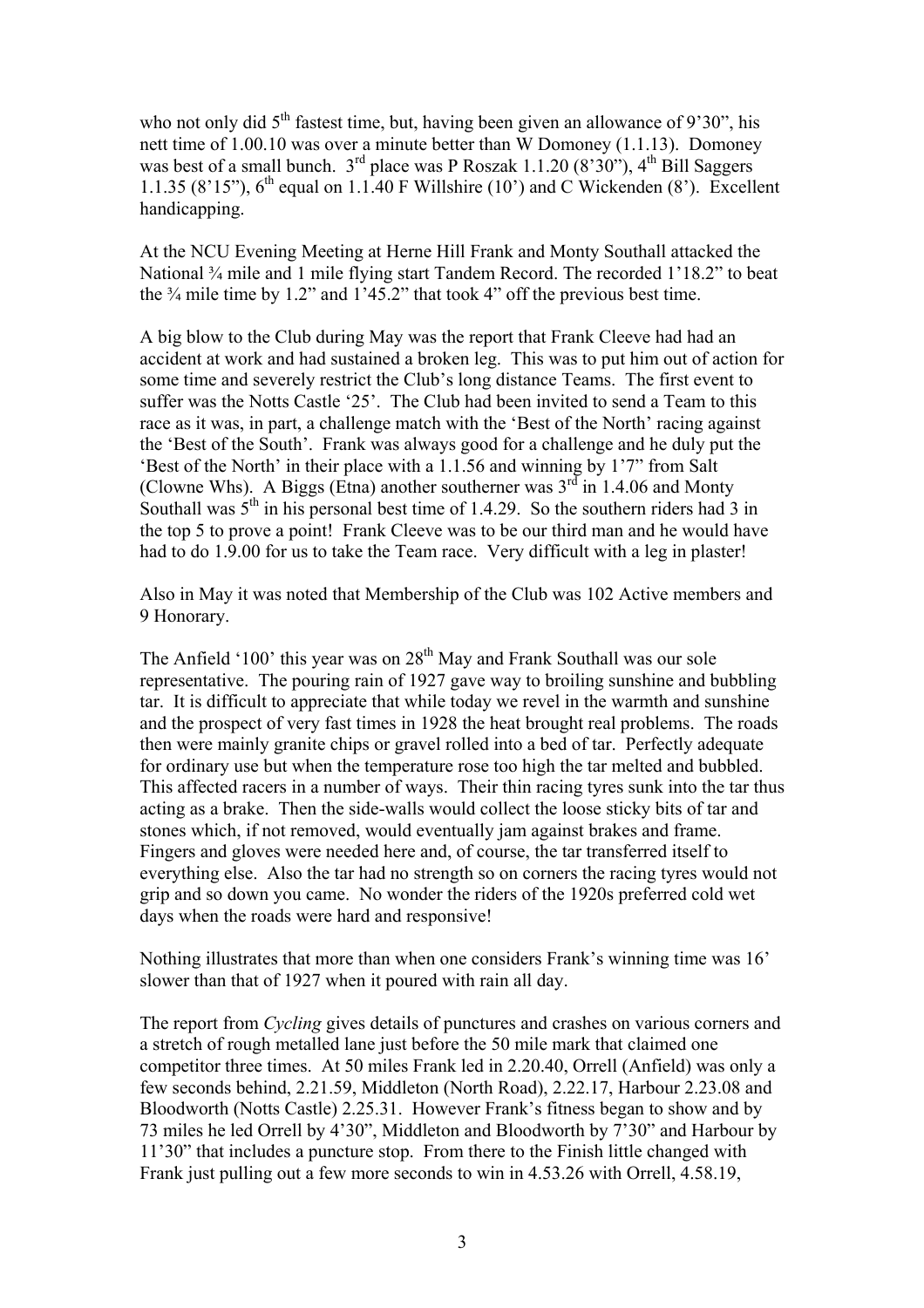who not only did 5th fastest time, but, having been given an allowance of 9'30", his nett time of 1.00.10 was over a minute better than W Domoney (1.1.13). Domoney was best of a small bunch. 3rd place was P Roszak 1.1.20 (8'30"), 4th Bill Saggers 1.1.35 (8'15"), 6th equal on 1.1.40 F Willshire (10') and C Wickenden (8'). Excellent handicapping.

At the NCU Evening Meeting at Herne Hill Frank and Monty Southall attacked the National ¾ mile and 1 mile flying start Tandem Record. The recorded 1'18.2" to beat the ¾ mile time by 1.2" and 1'45.2" that took 4" off the previous best time.

A big blow to the Club during May was the report that Frank Cleeve had had an accident at work and had sustained a broken leg. This was to put him out of action for some time and severely restrict the Club's long distance Teams. The first event to suffer was the Notts Castle '25'. The Club had been invited to send a Team to this race as it was, in part, a challenge match with the 'Best of the North' racing against the 'Best of the South'. Frank was always good for a challenge and he duly put the 'Best of the North' in their place with a 1.1.56 and winning by 1'7" from Salt (Clowne Whs). A Biggs (Etna) another southerner was 3rd in 1.4.06 and Monty Southall was 5th in his personal best time of 1.4.29. So the southern riders had 3 in the top 5 to prove a point! Frank Cleeve was to be our third man and he would have had to do 1.9.00 for us to take the Team race. Very difficult with a leg in plaster!

Also in May it was noted that Membership of the Club was 102 Active members and 9 Honorary.

The Anfield '100' this year was on 28th May and Frank Southall was our sole representative. The pouring rain of 1927 gave way to broiling sunshine and bubbling tar. It is difficult to appreciate that while today we revel in the warmth and sunshine and the prospect of very fast times in 1928 the heat brought real problems. The roads then were mainly granite chips or gravel rolled into a bed of tar. Perfectly adequate for ordinary use but when the temperature rose too high the tar melted and bubbled. This affected racers in a number of ways. Their thin racing tyres sunk into the tar thus acting as a brake. Then the side-walls would collect the loose sticky bits of tar and stones which, if not removed, would eventually jam against brakes and frame. Fingers and gloves were needed here and, of course, the tar transferred itself to everything else. Also the tar had no strength so on corners the racing tyres would not grip and so down you came. No wonder the riders of the 1920s preferred cold wet days when the roads were hard and responsive!

Nothing illustrates that more than when one considers Frank's winning time was 16' slower than that of 1927 when it poured with rain all day.

The report from *Cycling* gives details of punctures and crashes on various corners and a stretch of rough metalled lane just before the 50 mile mark that claimed one competitor three times. At 50 miles Frank led in 2.20.40, Orrell (Anfield) was only a few seconds behind, 2.21.59, Middleton (North Road), 2.22.17, Harbour 2.23.08 and Bloodworth (Notts Castle) 2.25.31. However Frank's fitness began to show and by 73 miles he led Orrell by 4'30", Middleton and Bloodworth by 7'30" and Harbour by 11'30" that includes a puncture stop. From there to the Finish little changed with Frank just pulling out a few more seconds to win in 4.53.26 with Orrell, 4.58.19,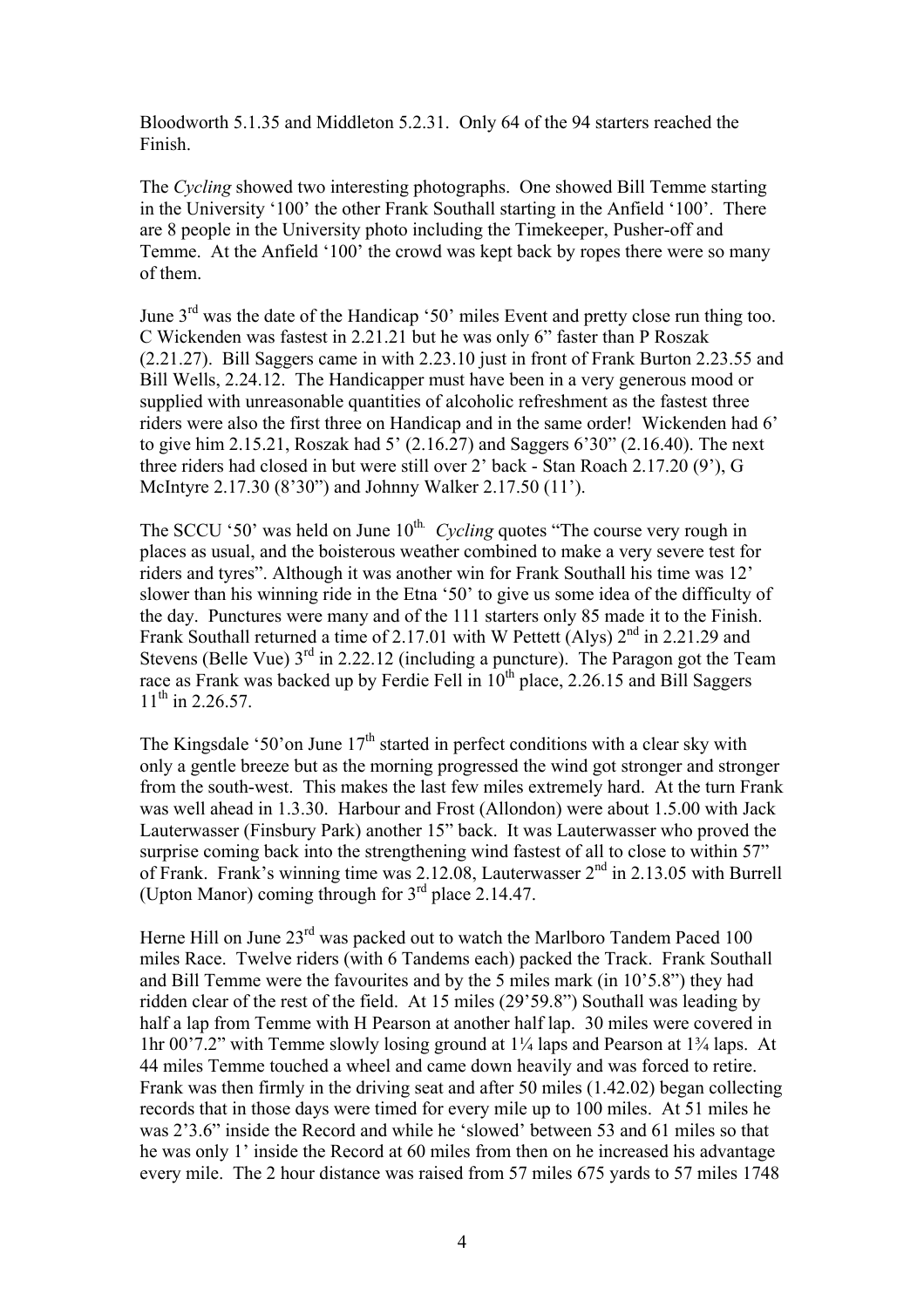Bloodworth 5.1.35 and Middleton 5.2.31. Only 64 of the 94 starters reached the Finish.

The *Cycling* showed two interesting photographs. One showed Bill Temme starting in the University '100' the other Frank Southall starting in the Anfield '100'. There are 8 people in the University photo including the Timekeeper, Pusher-off and Temme. At the Anfield '100' the crowd was kept back by ropes there were so many of them.

June 3rd was the date of the Handicap '50' miles Event and pretty close run thing too. C Wickenden was fastest in 2.21.21 but he was only 6" faster than P Roszak (2.21.27). Bill Saggers came in with 2.23.10 just in front of Frank Burton 2.23.55 and Bill Wells, 2.24.12. The Handicapper must have been in a very generous mood or supplied with unreasonable quantities of alcoholic refreshment as the fastest three riders were also the first three on Handicap and in the same order! Wickenden had 6' to give him 2.15.21, Roszak had 5' (2.16.27) and Saggers 6'30" (2.16.40). The next three riders had closed in but were still over 2' back - Stan Roach 2.17.20 (9'), G McIntyre 2.17.30 (8'30") and Johnny Walker 2.17.50 (11').

The SCCU '50' was held on June 10th. *Cycling* quotes "The course very rough in places as usual, and the boisterous weather combined to make a very severe test for riders and tyres". Although it was another win for Frank Southall his time was 12' slower than his winning ride in the Etna '50' to give us some idea of the difficulty of the day. Punctures were many and of the 111 starters only 85 made it to the Finish. Frank Southall returned a time of 2.17.01 with W Pettett (Alys) 2nd in 2.21.29 and Stevens (Belle Vue) 3rd in 2.22.12 (including a puncture). The Paragon got the Team race as Frank was backed up by Ferdie Fell in 10th place, 2.26.15 and Bill Saggers 11th in 2.26.57.

The Kingsdale '50'on June 17th started in perfect conditions with a clear sky with only a gentle breeze but as the morning progressed the wind got stronger and stronger from the south-west. This makes the last few miles extremely hard. At the turn Frank was well ahead in 1.3.30. Harbour and Frost (Allondon) were about 1.5.00 with Jack Lauterwasser (Finsbury Park) another 15" back. It was Lauterwasser who proved the surprise coming back into the strengthening wind fastest of all to close to within 57" of Frank. Frank's winning time was 2.12.08, Lauterwasser 2nd in 2.13.05 with Burrell (Upton Manor) coming through for 3rd place 2.14.47.

Herne Hill on June 23rd was packed out to watch the Marlboro Tandem Paced 100 miles Race. Twelve riders (with 6 Tandems each) packed the Track. Frank Southall and Bill Temme were the favourites and by the 5 miles mark (in 10'5.8") they had ridden clear of the rest of the field. At 15 miles (29'59.8") Southall was leading by half a lap from Temme with H Pearson at another half lap. 30 miles were covered in 1hr 00'7.2" with Temme slowly losing ground at 1¼ laps and Pearson at 1¾ laps. At 44 miles Temme touched a wheel and came down heavily and was forced to retire. Frank was then firmly in the driving seat and after 50 miles (1.42.02) began collecting records that in those days were timed for every mile up to 100 miles. At 51 miles he was 2'3.6" inside the Record and while he 'slowed' between 53 and 61 miles so that he was only 1' inside the Record at 60 miles from then on he increased his advantage every mile. The 2 hour distance was raised from 57 miles 675 yards to 57 miles 1748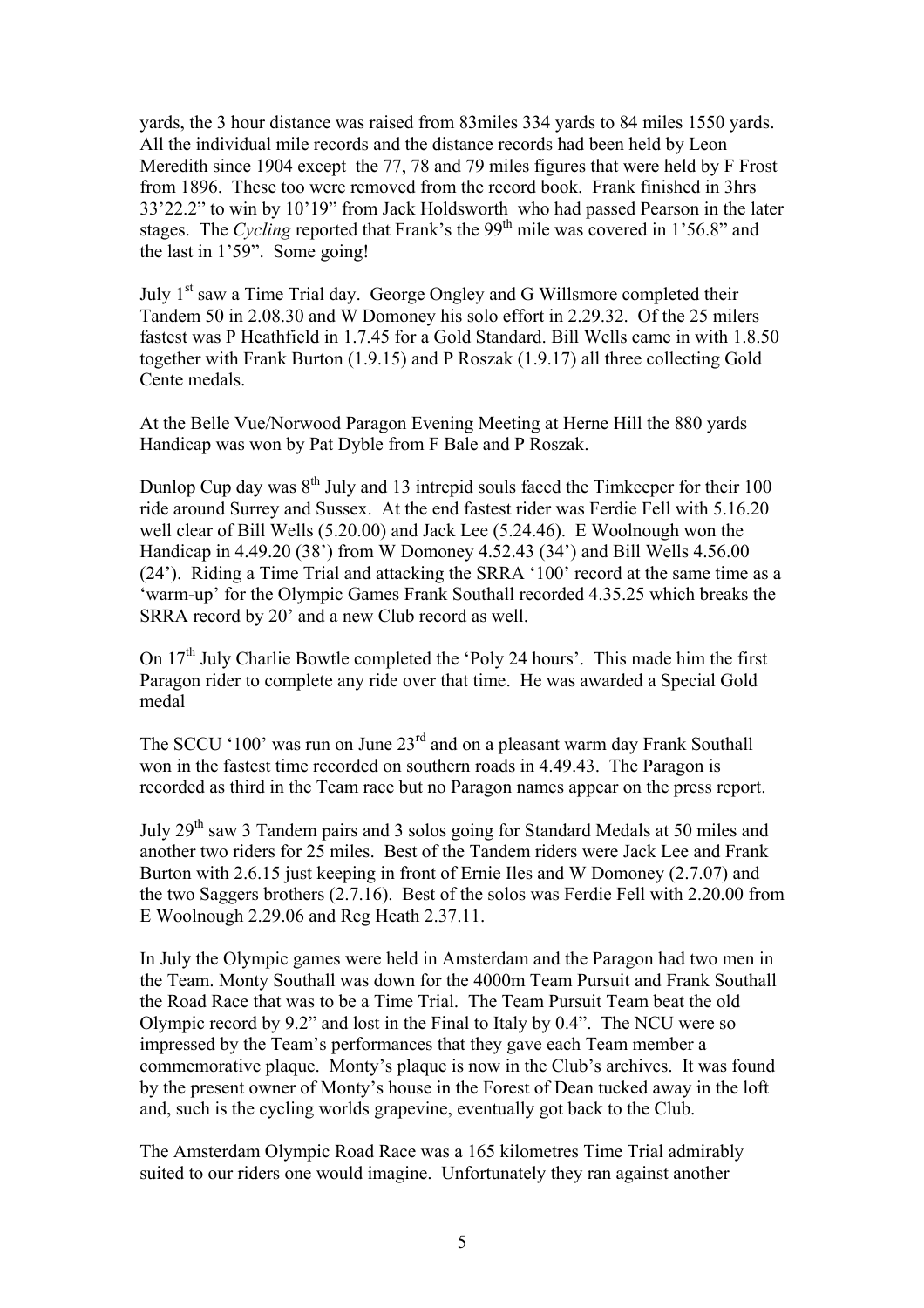yards, the 3 hour distance was raised from 83miles 334 yards to 84 miles 1550 yards. All the individual mile records and the distance records had been held by Leon Meredith since 1904 except the 77, 78 and 79 miles figures that were held by F Frost from 1896. These too were removed from the record book. Frank finished in 3hrs 33'22.2" to win by 10'19" from Jack Holdsworth who had passed Pearson in the later stages. The *Cycling* reported that Frank's the 99th mile was covered in 1'56.8" and the last in 1'59". Some going!

July 1st saw a Time Trial day. George Ongley and G Willsmore completed their Tandem 50 in 2.08.30 and W Domoney his solo effort in 2.29.32. Of the 25 milers fastest was P Heathfield in 1.7.45 for a Gold Standard. Bill Wells came in with 1.8.50 together with Frank Burton (1.9.15) and P Roszak (1.9.17) all three collecting Gold Cente medals.

At the Belle Vue/Norwood Paragon Evening Meeting at Herne Hill the 880 yards Handicap was won by Pat Dyble from F Bale and P Roszak.

Dunlop Cup day was 8th July and 13 intrepid souls faced the Timkeeper for their 100 ride around Surrey and Sussex. At the end fastest rider was Ferdie Fell with 5.16.20 well clear of Bill Wells (5.20.00) and Jack Lee (5.24.46). E Woolnough won the Handicap in 4.49.20 (38') from W Domoney 4.52.43 (34') and Bill Wells 4.56.00 (24'). Riding a Time Trial and attacking the SRRA '100' record at the same time as a 'warm-up' for the Olympic Games Frank Southall recorded 4.35.25 which breaks the SRRA record by 20' and a new Club record as well.

On 17th July Charlie Bowtle completed the 'Poly 24 hours'. This made him the first Paragon rider to complete any ride over that time. He was awarded a Special Gold medal

The SCCU '100' was run on June 23rd and on a pleasant warm day Frank Southall won in the fastest time recorded on southern roads in 4.49.43. The Paragon is recorded as third in the Team race but no Paragon names appear on the press report.

July 29th saw 3 Tandem pairs and 3 solos going for Standard Medals at 50 miles and another two riders for 25 miles. Best of the Tandem riders were Jack Lee and Frank Burton with 2.6.15 just keeping in front of Ernie Iles and W Domoney (2.7.07) and the two Saggers brothers (2.7.16). Best of the solos was Ferdie Fell with 2.20.00 from E Woolnough 2.29.06 and Reg Heath 2.37.11.

In July the Olympic games were held in Amsterdam and the Paragon had two men in the Team. Monty Southall was down for the 4000m Team Pursuit and Frank Southall the Road Race that was to be a Time Trial. The Team Pursuit Team beat the old Olympic record by 9.2" and lost in the Final to Italy by 0.4". The NCU were so impressed by the Team's performances that they gave each Team member a commemorative plaque. Monty's plaque is now in the Club's archives. It was found by the present owner of Monty's house in the Forest of Dean tucked away in the loft and, such is the cycling worlds grapevine, eventually got back to the Club.

The Amsterdam Olympic Road Race was a 165 kilometres Time Trial admirably suited to our riders one would imagine. Unfortunately they ran against another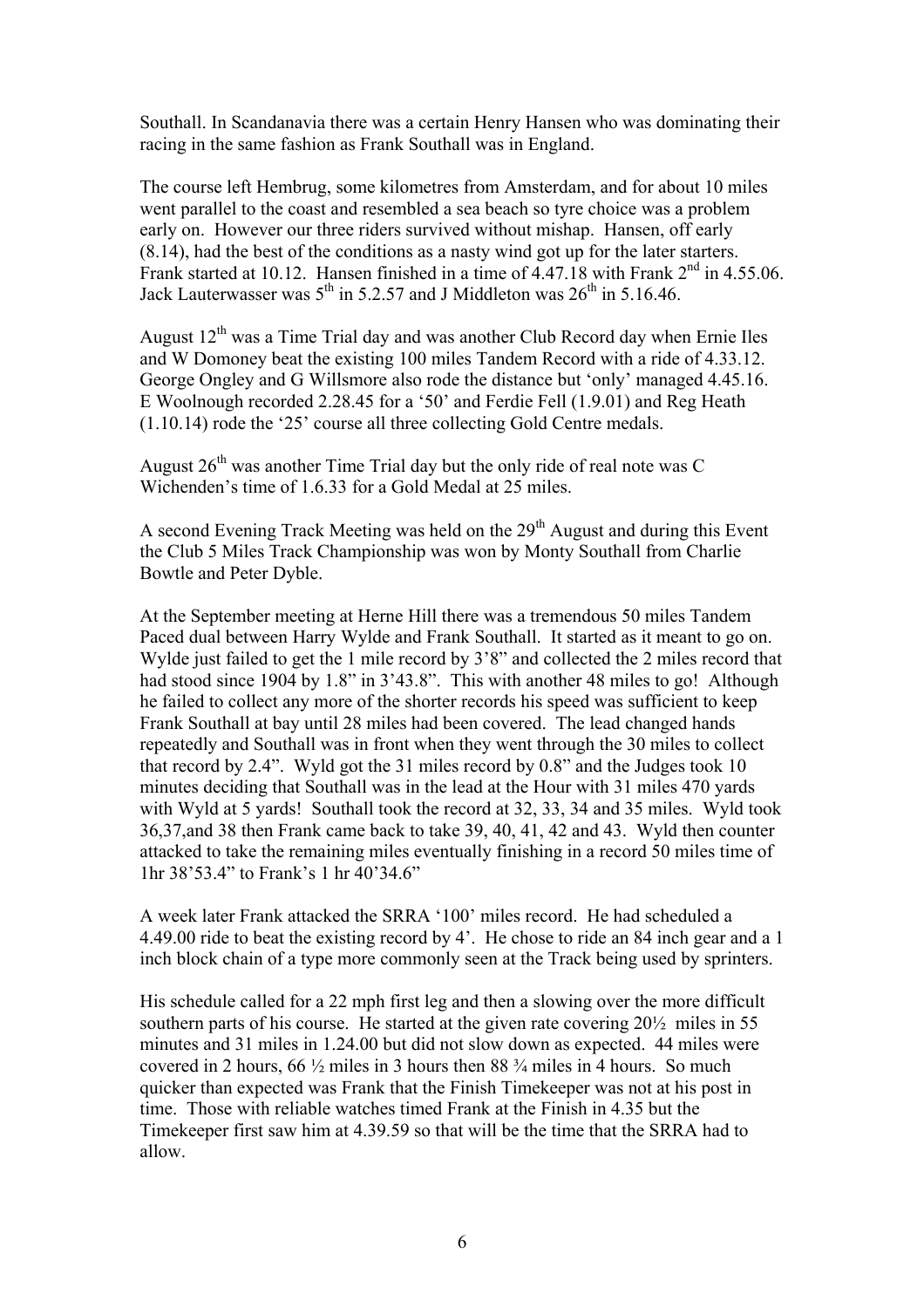Southall. In Scandanavia there was a certain Henry Hansen who was dominating their racing in the same fashion as Frank Southall was in England.

The course left Hembrug, some kilometres from Amsterdam, and for about 10 miles went parallel to the coast and resembled a sea beach so tyre choice was a problem early on. However our three riders survived without mishap. Hansen, off early (8.14), had the best of the conditions as a nasty wind got up for the later starters. Frank started at 10.12. Hansen finished in a time of 4.47.18 with Frank 2nd in 4.55.06. Jack Lauterwasser was 5th in 5.2.57 and J Middleton was 26th in 5.16.46.

August 12th was a Time Trial day and was another Club Record day when Ernie Iles and W Domoney beat the existing 100 miles Tandem Record with a ride of 4.33.12. George Ongley and G Willsmore also rode the distance but 'only' managed 4.45.16. E Woolnough recorded 2.28.45 for a '50' and Ferdie Fell (1.9.01) and Reg Heath (1.10.14) rode the '25' course all three collecting Gold Centre medals.

August 26th was another Time Trial day but the only ride of real note was C Wichenden's time of 1.6.33 for a Gold Medal at 25 miles.

A second Evening Track Meeting was held on the 29th August and during this Event the Club 5 Miles Track Championship was won by Monty Southall from Charlie Bowtle and Peter Dyble.

At the September meeting at Herne Hill there was a tremendous 50 miles Tandem Paced dual between Harry Wylde and Frank Southall. It started as it meant to go on. Wylde just failed to get the 1 mile record by 3'8" and collected the 2 miles record that had stood since 1904 by 1.8" in 3'43.8". This with another 48 miles to go! Although he failed to collect any more of the shorter records his speed was sufficient to keep Frank Southall at bay until 28 miles had been covered. The lead changed hands repeatedly and Southall was in front when they went through the 30 miles to collect that record by 2.4". Wyld got the 31 miles record by 0.8" and the Judges took 10 minutes deciding that Southall was in the lead at the Hour with 31 miles 470 yards with Wyld at 5 yards! Southall took the record at 32, 33, 34 and 35 miles. Wyld took 36,37,and 38 then Frank came back to take 39, 40, 41, 42 and 43. Wyld then counter attacked to take the remaining miles eventually finishing in a record 50 miles time of 1hr 38'53.4" to Frank's 1 hr 40'34.6"

A week later Frank attacked the SRRA '100' miles record. He had scheduled a 4.49.00 ride to beat the existing record by 4'. He chose to ride an 84 inch gear and a 1 inch block chain of a type more commonly seen at the Track being used by sprinters.

His schedule called for a 22 mph first leg and then a slowing over the more difficult southern parts of his course. He started at the given rate covering 20½ miles in 55 minutes and 31 miles in 1.24.00 but did not slow down as expected. 44 miles were covered in 2 hours, 66 ½ miles in 3 hours then 88 ¾ miles in 4 hours. So much quicker than expected was Frank that the Finish Timekeeper was not at his post in time. Those with reliable watches timed Frank at the Finish in 4.35 but the Timekeeper first saw him at 4.39.59 so that will be the time that the SRRA had to allow.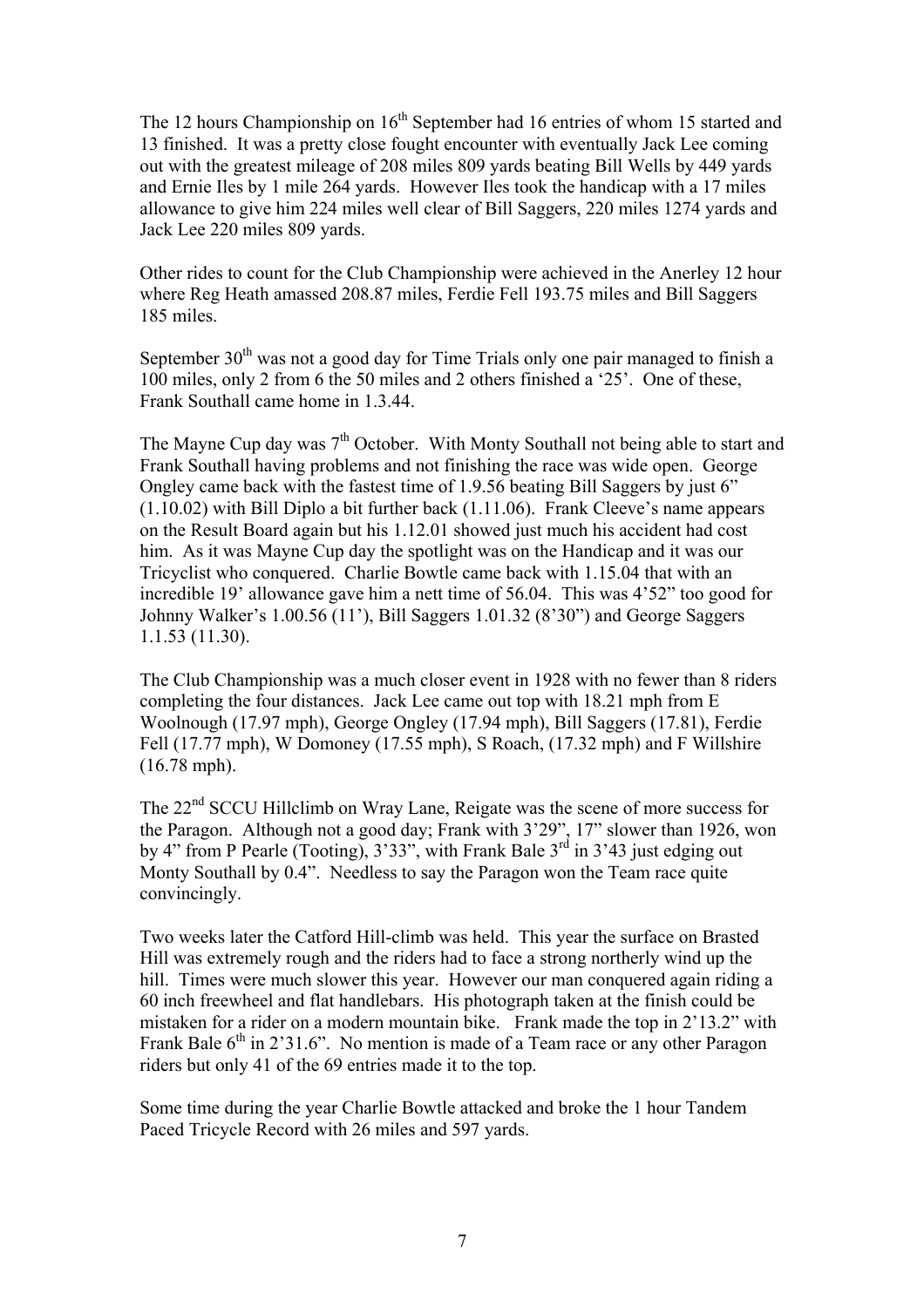The 12 hours Championship on 16th September had 16 entries of whom 15 started and 13 finished. It was a pretty close fought encounter with eventually Jack Lee coming out with the greatest mileage of 208 miles 809 yards beating Bill Wells by 449 yards and Ernie Iles by 1 mile 264 yards. However Iles took the handicap with a 17 miles allowance to give him 224 miles well clear of Bill Saggers, 220 miles 1274 yards and Jack Lee 220 miles 809 yards.

Other rides to count for the Club Championship were achieved in the Anerley 12 hour where Reg Heath amassed 208.87 miles, Ferdie Fell 193.75 miles and Bill Saggers 185 miles.

September 30th was not a good day for Time Trials only one pair managed to finish a 100 miles, only 2 from 6 the 50 miles and 2 others finished a '25'. One of these, Frank Southall came home in 1.3.44.

The Mayne Cup day was 7th October. With Monty Southall not being able to start and Frank Southall having problems and not finishing the race was wide open. George Ongley came back with the fastest time of 1.9.56 beating Bill Saggers by just 6" (1.10.02) with Bill Diplo a bit further back (1.11.06). Frank Cleeve's name appears on the Result Board again but his 1.12.01 showed just much his accident had cost him. As it was Mayne Cup day the spotlight was on the Handicap and it was our Tricyclist who conquered. Charlie Bowtle came back with 1.15.04 that with an incredible 19' allowance gave him a nett time of 56.04. This was 4'52" too good for Johnny Walker's 1.00.56 (11'), Bill Saggers 1.01.32 (8'30") and George Saggers 1.1.53 (11.30).

The Club Championship was a much closer event in 1928 with no fewer than 8 riders completing the four distances. Jack Lee came out top with 18.21 mph from E Woolnough (17.97 mph), George Ongley (17.94 mph), Bill Saggers (17.81), Ferdie Fell (17.77 mph), W Domoney (17.55 mph), S Roach, (17.32 mph) and F Willshire (16.78 mph).

The 22nd SCCU Hillclimb on Wray Lane, Reigate was the scene of more success for the Paragon. Although not a good day; Frank with 3'29", 17" slower than 1926, won by 4" from P Pearle (Tooting), 3'33", with Frank Bale 3rd in 3'43 just edging out Monty Southall by 0.4". Needless to say the Paragon won the Team race quite convincingly.

Two weeks later the Catford Hill-climb was held. This year the surface on Brasted Hill was extremely rough and the riders had to face a strong northerly wind up the hill. Times were much slower this year. However our man conquered again riding a 60 inch freewheel and flat handlebars. His photograph taken at the finish could be mistaken for a rider on a modern mountain bike. Frank made the top in 2'13.2" with Frank Bale 6th in 2'31.6". No mention is made of a Team race or any other Paragon riders but only 41 of the 69 entries made it to the top.

Some time during the year Charlie Bowtle attacked and broke the 1 hour Tandem Paced Tricycle Record with 26 miles and 597 yards.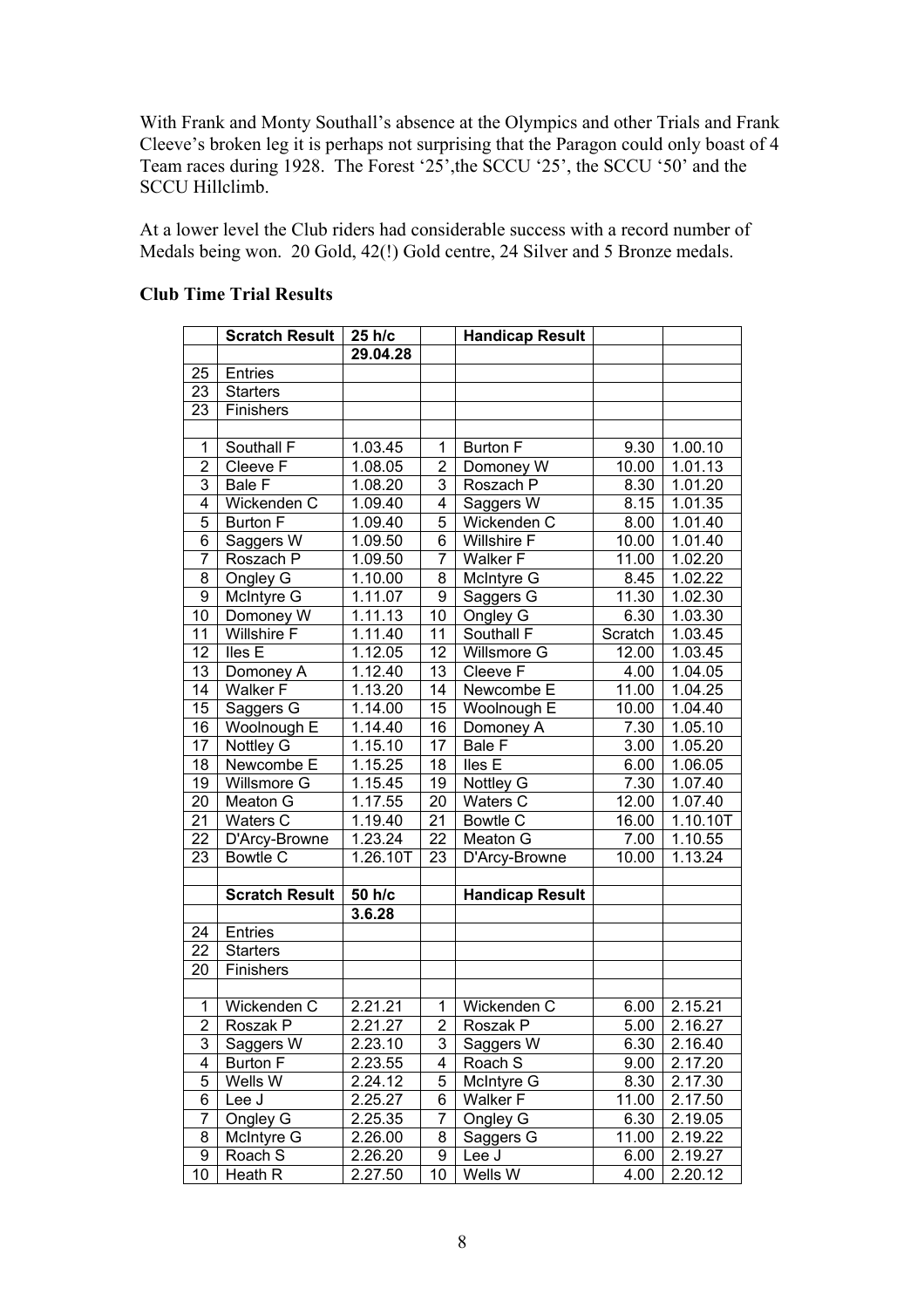With Frank and Monty Southall's absence at the Olympics and other Trials and Frank Cleeve's broken leg it is perhaps not surprising that the Paragon could only boast of 4 Team races during 1928. The Forest '25',the SCCU '25', the SCCU '50' and the SCCU Hillclimb.

At a lower level the Club riders had considerable success with a record number of Medals being won. 20 Gold, 42(!) Gold centre, 24 Silver and 5 Bronze medals.

**Club Time Trial Results**

| | Scratch Result | 25 h/c | | Handicap Result | | |
|---|---|---|---|---|---|---|
| | | 29.04.28 | | | | |
| 25 | Entries | | | | | |
| 23 | Starters | | | | | |
| 23 | Finishers | | | | | |
| | | | | | | |
| 1 | Southall F | 1.03.45 | 1 | Burton F | 9.30 | 1.00.10 |
| 2 | Cleeve F | 1.08.05 | 2 | Domoney W | 10.00 | 1.01.13 |
| 3 | Bale F | 1.08.20 | 3 | Roszach P | 8.30 | 1.01.20 |
| 4 | Wickenden C | 1.09.40 | 4 | Saggers W | 8.15 | 1.01.35 |
| 5 | Burton F | 1.09.40 | 5 | Wickenden C | 8.00 | 1.01.40 |
| 6 | Saggers W | 1.09.50 | 6 | Willshire F | 10.00 | 1.01.40 |
| 7 | Roszach P | 1.09.50 | 7 | Walker F | 11.00 | 1.02.20 |
| 8 | Ongley G | 1.10.00 | 8 | McIntyre G | 8.45 | 1.02.22 |
| 9 | McIntyre G | 1.11.07 | 9 | Saggers G | 11.30 | 1.02.30 |
| 10 | Domoney W | 1.11.13 | 10 | Ongley G | 6.30 | 1.03.30 |
| 11 | Willshire F | 1.11.40 | 11 | Southall F | Scratch | 1.03.45 |
| 12 | Iles E | 1.12.05 | 12 | Willsmore G | 12.00 | 1.03.45 |
| 13 | Domoney A | 1.12.40 | 13 | Cleeve F | 4.00 | 1.04.05 |
| 14 | Walker F | 1.13.20 | 14 | Newcombe E | 11.00 | 1.04.25 |
| 15 | Saggers G | 1.14.00 | 15 | Woolnough E | 10.00 | 1.04.40 |
| 16 | Woolnough E | 1.14.40 | 16 | Domoney A | 7.30 | 1.05.10 |
| 17 | Nottley G | 1.15.10 | 17 | Bale F | 3.00 | 1.05.20 |
| 18 | Newcombe E | 1.15.25 | 18 | Iles E | 6.00 | 1.06.05 |
| 19 | Willsmore G | 1.15.45 | 19 | Nottley G | 7.30 | 1.07.40 |
| 20 | Meaton G | 1.17.55 | 20 | Waters C | 12.00 | 1.07.40 |
| 21 | Waters C | 1.19.40 | 21 | Bowtle C | 16.00 | 1.10.10T |
| 22 | D'Arcy-Browne | 1.23.24 | 22 | Meaton G | 7.00 | 1.10.55 |
| 23 | Bowtle C | 1.26.10T | 23 | D'Arcy-Browne | 10.00 | 1.13.24 |
| | | | | | | |
| | **Scratch Result** | **50 h/c** | | **Handicap Result** | | |
| | | **3.6.28** | | | | |
| 24 | Entries | | | | | |
| 22 | Starters | | | | | |
| 20 | Finishers | | | | | |
| | | | | | | |
| 1 | Wickenden C | 2.21.21 | 1 | Wickenden C | 6.00 | 2.15.21 |
| 2 | Roszak P | 2.21.27 | 2 | Roszak P | 5.00 | 2.16.27 |
| 3 | Saggers W | 2.23.10 | 3 | Saggers W | 6.30 | 2.16.40 |
| 4 | Burton F | 2.23.55 | 4 | Roach S | 9.00 | 2.17.20 |
| 5 | Wells W | 2.24.12 | 5 | McIntyre G | 8.30 | 2.17.30 |
| 6 | Lee J | 2.25.27 | 6 | Walker F | 11.00 | 2.17.50 |
| 7 | Ongley G | 2.25.35 | 7 | Ongley G | 6.30 | 2.19.05 |
| 8 | McIntyre G | 2.26.00 | 8 | Saggers G | 11.00 | 2.19.22 |
| 9 | Roach S | 2.26.20 | 9 | Lee J | 6.00 | 2.19.27 |
| 10 | Heath R | 2.27.50 | 10 | Wells W | 4.00 | 2.20.12 |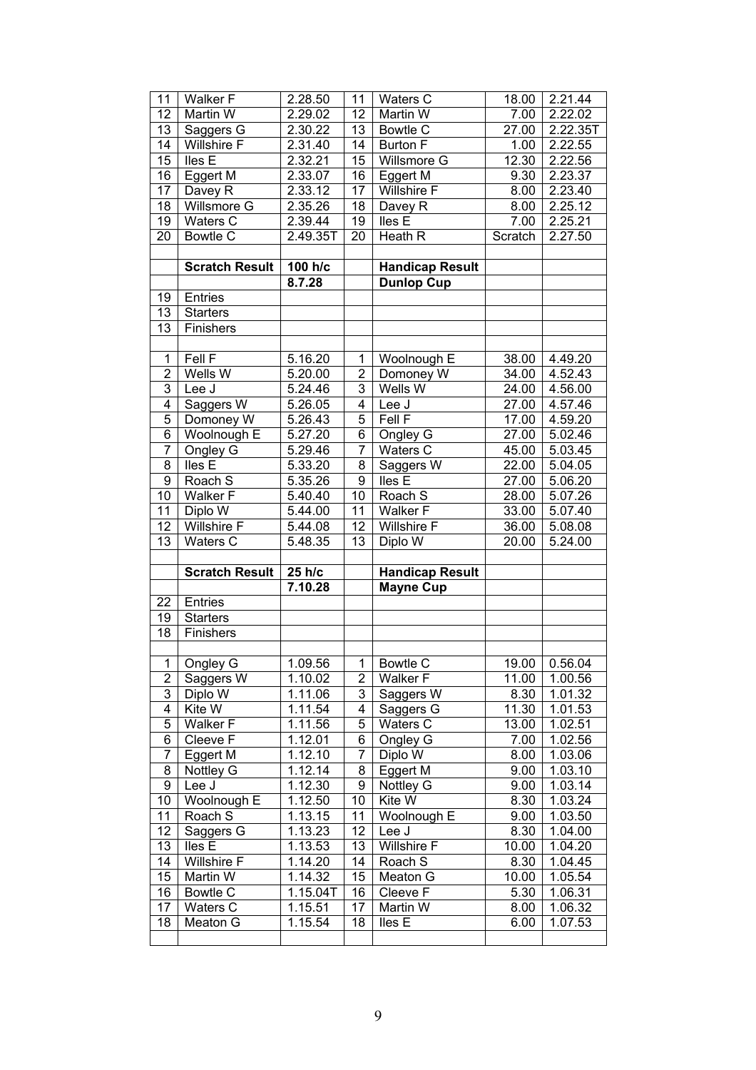| | | | | | | |
|---|---|---|---|---|---|---|
| 11 | Walker F | 2.28.50 | 11 | Waters C | 18.00 | 2.21.44 |
| 12 | Martin W | 2.29.02 | 12 | Martin W | 7.00 | 2.22.02 |
| 13 | Saggers G | 2.30.22 | 13 | Bowtle C | 27.00 | 2.22.35T |
| 14 | Willshire F | 2.31.40 | 14 | Burton F | 1.00 | 2.22.55 |
| 15 | Iles E | 2.32.21 | 15 | Willsmore G | 12.30 | 2.22.56 |
| 16 | Eggert M | 2.33.07 | 16 | Eggert M | 9.30 | 2.23.37 |
| 17 | Davey R | 2.33.12 | 17 | Willshire F | 8.00 | 2.23.40 |
| 18 | Willsmore G | 2.35.26 | 18 | Davey R | 8.00 | 2.25.12 |
| 19 | Waters C | 2.39.44 | 19 | Iles E | 7.00 | 2.25.21 |
| 20 | Bowtle C | 2.49.35T | 20 | Heath R | Scratch | 2.27.50 |
| | | | | | | |
| | **Scratch Result** | **100 h/c** | | **Handicap Result** | | |
| | | **8.7.28** | | **Dunlop Cup** | | |
| 19 | Entries | | | | | |
| 13 | Starters | | | | | |
| 13 | Finishers | | | | | |
| | | | | | | |
| 1 | Fell F | 5.16.20 | 1 | Woolnough E | 38.00 | 4.49.20 |
| 2 | Wells W | 5.20.00 | 2 | Domoney W | 34.00 | 4.52.43 |
| 3 | Lee J | 5.24.46 | 3 | Wells W | 24.00 | 4.56.00 |
| 4 | Saggers W | 5.26.05 | 4 | Lee J | 27.00 | 4.57.46 |
| 5 | Domoney W | 5.26.43 | 5 | Fell F | 17.00 | 4.59.20 |
| 6 | Woolnough E | 5.27.20 | 6 | Ongley G | 27.00 | 5.02.46 |
| 7 | Ongley G | 5.29.46 | 7 | Waters C | 45.00 | 5.03.45 |
| 8 | Iles E | 5.33.20 | 8 | Saggers W | 22.00 | 5.04.05 |
| 9 | Roach S | 5.35.26 | 9 | Iles E | 27.00 | 5.06.20 |
| 10 | Walker F | 5.40.40 | 10 | Roach S | 28.00 | 5.07.26 |
| 11 | Diplo W | 5.44.00 | 11 | Walker F | 33.00 | 5.07.40 |
| 12 | Willshire F | 5.44.08 | 12 | Willshire F | 36.00 | 5.08.08 |
| 13 | Waters C | 5.48.35 | 13 | Diplo W | 20.00 | 5.24.00 |
| | | | | | | |
| | **Scratch Result** | **25 h/c** | | **Handicap Result** | | |
| | | **7.10.28** | | **Mayne Cup** | | |
| 22 | Entries | | | | | |
| 19 | Starters | | | | | |
| 18 | Finishers | | | | | |
| | | | | | | |
| 1 | Ongley G | 1.09.56 | 1 | Bowtle C | 19.00 | 0.56.04 |
| 2 | Saggers W | 1.10.02 | 2 | Walker F | 11.00 | 1.00.56 |
| 3 | Diplo W | 1.11.06 | 3 | Saggers W | 8.30 | 1.01.32 |
| 4 | Kite W | 1.11.54 | 4 | Saggers G | 11.30 | 1.01.53 |
| 5 | Walker F | 1.11.56 | 5 | Waters C | 13.00 | 1.02.51 |
| 6 | Cleeve F | 1.12.01 | 6 | Ongley G | 7.00 | 1.02.56 |
| 7 | Eggert M | 1.12.10 | 7 | Diplo W | 8.00 | 1.03.06 |
| 8 | Nottley G | 1.12.14 | 8 | Eggert M | 9.00 | 1.03.10 |
| 9 | Lee J | 1.12.30 | 9 | Nottley G | 9.00 | 1.03.14 |
| 10 | Woolnough E | 1.12.50 | 10 | Kite W | 8.30 | 1.03.24 |
| 11 | Roach S | 1.13.15 | 11 | Woolnough E | 9.00 | 1.03.50 |
| 12 | Saggers G | 1.13.23 | 12 | Lee J | 8.30 | 1.04.00 |
| 13 | Iles E | 1.13.53 | 13 | Willshire F | 10.00 | 1.04.20 |
| 14 | Willshire F | 1.14.20 | 14 | Roach S | 8.30 | 1.04.45 |
| 15 | Martin W | 1.14.32 | 15 | Meaton G | 10.00 | 1.05.54 |
| 16 | Bowtle C | 1.15.04T | 16 | Cleeve F | 5.30 | 1.06.31 |
| 17 | Waters C | 1.15.51 | 17 | Martin W | 8.00 | 1.06.32 |
| 18 | Meaton G | 1.15.54 | 18 | Iles E | 6.00 | 1.07.53 |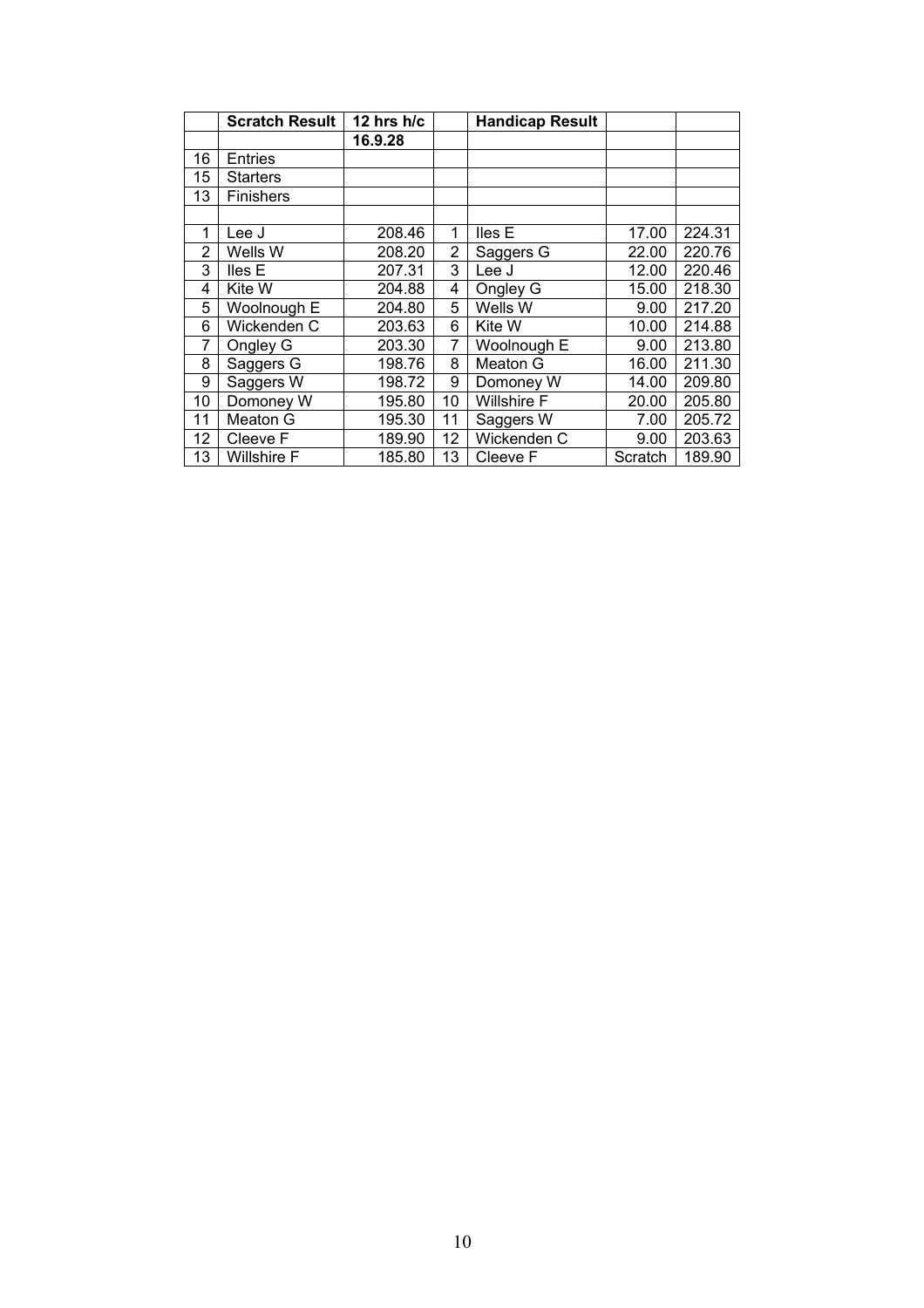| | Scratch Result | 12 hrs h/c | | Handicap Result | | |
|---|---|---|---|---|---|---|
| | | **16.9.28** | | | | |
| 16 | Entries | | | | | |
| 15 | Starters | | | | | |
| 13 | Finishers | | | | | |
| | | | | | | |
| 1 | Lee J | 208.46 | 1 | Iles E | 17.00 | 224.31 |
| 2 | Wells W | 208.20 | 2 | Saggers G | 22.00 | 220.76 |
| 3 | Iles E | 207.31 | 3 | Lee J | 12.00 | 220.46 |
| 4 | Kite W | 204.88 | 4 | Ongley G | 15.00 | 218.30 |
| 5 | Woolnough E | 204.80 | 5 | Wells W | 9.00 | 217.20 |
| 6 | Wickenden C | 203.63 | 6 | Kite W | 10.00 | 214.88 |
| 7 | Ongley G | 203.30 | 7 | Woolnough E | 9.00 | 213.80 |
| 8 | Saggers G | 198.76 | 8 | Meaton G | 16.00 | 211.30 |
| 9 | Saggers W | 198.72 | 9 | Domoney W | 14.00 | 209.80 |
| 10 | Domoney W | 195.80 | 10 | Willshire F | 20.00 | 205.80 |
| 11 | Meaton G | 195.30 | 11 | Saggers W | 7.00 | 205.72 |
| 12 | Cleeve F | 189.90 | 12 | Wickenden C | 9.00 | 203.63 |
| 13 | Willshire F | 185.80 | 13 | Cleeve F | Scratch | 189.90 |